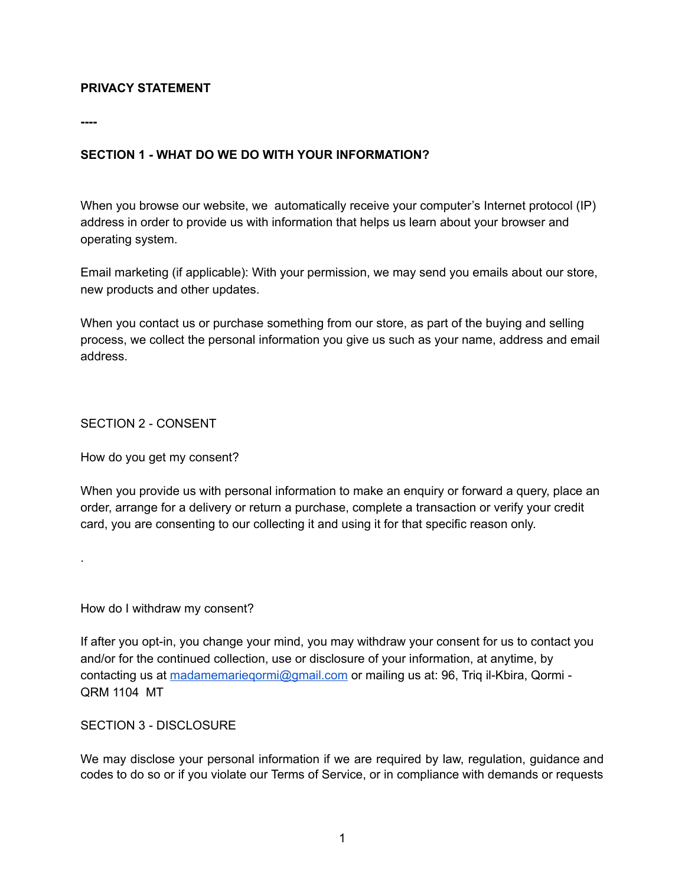**PRIVACY STATEMENT**

**----**

**SECTION 1 - WHAT DO WE DO WITH YOUR INFORMATION?**

When you browse our website, we automatically receive your computer's Internet protocol (IP) address in order to provide us with information that helps us learn about your browser and operating system.

Email marketing (if applicable): With your permission, we may send you emails about our store, new products and other updates.

When you contact us or purchase something from our store, as part of the buying and selling process, we collect the personal information you give us such as your name, address and email address.

SECTION 2 - CONSENT

How do you get my consent?

When you provide us with personal information to make an enquiry or forward a query, place an order, arrange for a delivery or return a purchase, complete a transaction or verify your credit card, you are consenting to our collecting it and using it for that specific reason only.

.

How do I withdraw my consent?

If after you opt-in, you change your mind, you may withdraw your consent for us to contact you and/or for the continued collection, use or disclosure of your information, at anytime, by contacting us at madamemarieqormi@gmail.com or mailing us at: 96, Triq il-Kbira, Qormi - QRM 1104 MT

SECTION 3 - DISCLOSURE

We may disclose your personal information if we are required by law, regulation, guidance and codes to do so or if you violate our Terms of Service, or in compliance with demands or requests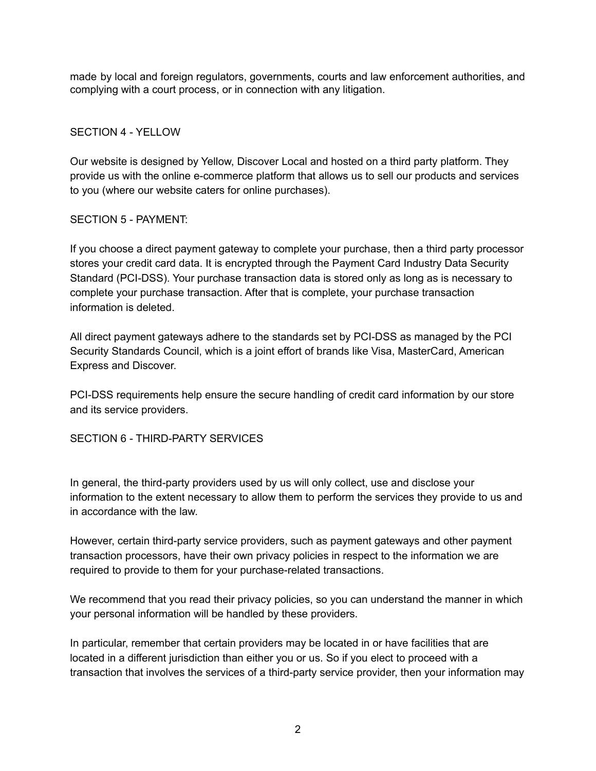made by local and foreign regulators, governments, courts and law enforcement authorities, and complying with a court process, or in connection with any litigation.

## SECTION 4 - YELLOW

Our website is designed by Yellow, Discover Local and hosted on a third party platform. They provide us with the online e-commerce platform that allows us to sell our products and services to you (where our website caters for online purchases).

## SECTION 5 - PAYMENT:

If you choose a direct payment gateway to complete your purchase, then a third party processor stores your credit card data. It is encrypted through the Payment Card Industry Data Security Standard (PCI-DSS). Your purchase transaction data is stored only as long as is necessary to complete your purchase transaction. After that is complete, your purchase transaction information is deleted.

All direct payment gateways adhere to the standards set by PCI-DSS as managed by the PCI Security Standards Council, which is a joint effort of brands like Visa, MasterCard, American Express and Discover.

PCI-DSS requirements help ensure the secure handling of credit card information by our store and its service providers.

## SECTION 6 - THIRD-PARTY SERVICES

In general, the third-party providers used by us will only collect, use and disclose your information to the extent necessary to allow them to perform the services they provide to us and in accordance with the law.

However, certain third-party service providers, such as payment gateways and other payment transaction processors, have their own privacy policies in respect to the information we are required to provide to them for your purchase-related transactions.

We recommend that you read their privacy policies, so you can understand the manner in which your personal information will be handled by these providers.

In particular, remember that certain providers may be located in or have facilities that are located in a different jurisdiction than either you or us. So if you elect to proceed with a transaction that involves the services of a third-party service provider, then your information may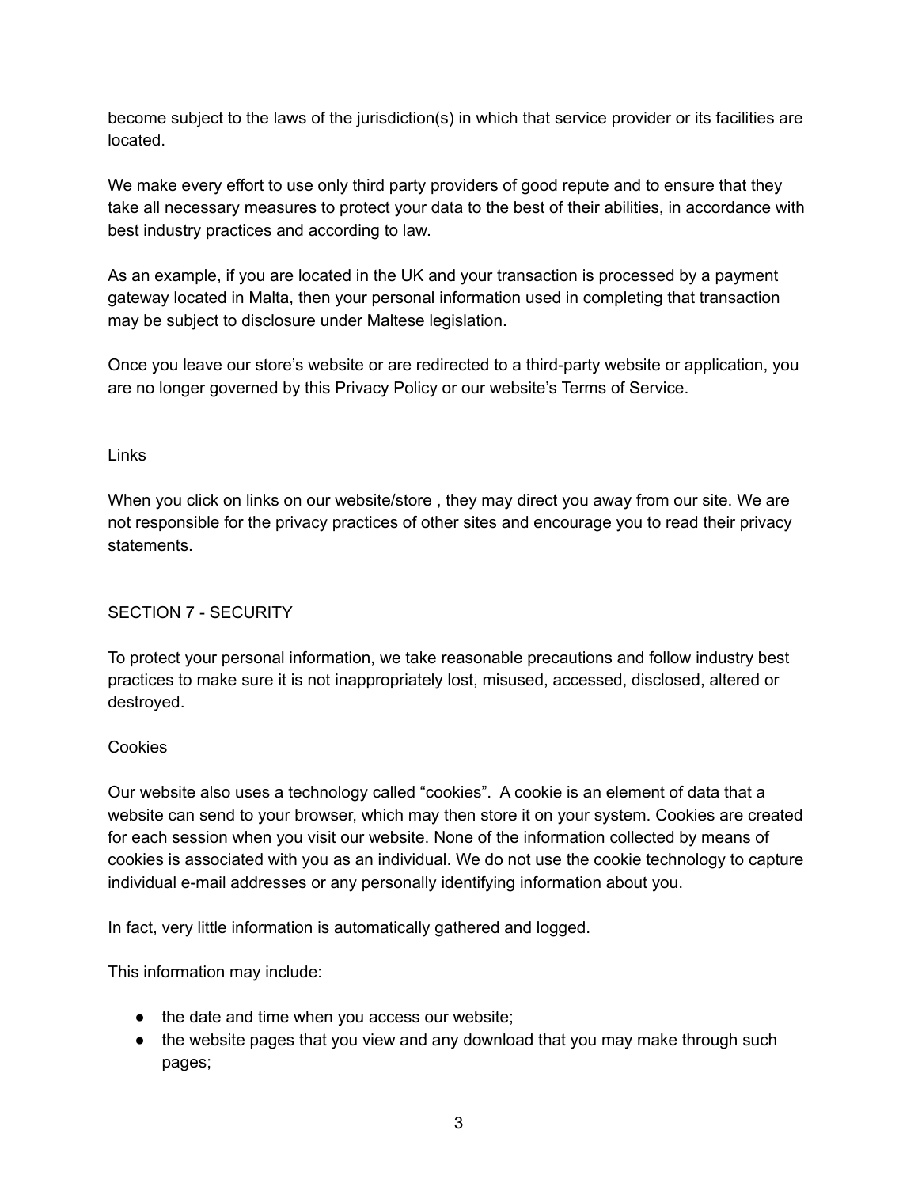become subject to the laws of the jurisdiction(s) in which that service provider or its facilities are located.

We make every effort to use only third party providers of good repute and to ensure that they take all necessary measures to protect your data to the best of their abilities, in accordance with best industry practices and according to law.

As an example, if you are located in the UK and your transaction is processed by a payment gateway located in Malta, then your personal information used in completing that transaction may be subject to disclosure under Maltese legislation.

Once you leave our store's website or are redirected to a third-party website or application, you are no longer governed by this Privacy Policy or our website's Terms of Service.

### Links

When you click on links on our website/store , they may direct you away from our site. We are not responsible for the privacy practices of other sites and encourage you to read their privacy statements.

## SECTION 7 - SECURITY

To protect your personal information, we take reasonable precautions and follow industry best practices to make sure it is not inappropriately lost, misused, accessed, disclosed, altered or destroyed.

### Cookies

Our website also uses a technology called "cookies". A cookie is an element of data that a website can send to your browser, which may then store it on your system. Cookies are created for each session when you visit our website. None of the information collected by means of cookies is associated with you as an individual. We do not use the cookie technology to capture individual e-mail addresses or any personally identifying information about you.

In fact, very little information is automatically gathered and logged.

This information may include:

- the date and time when you access our website;
- the website pages that you view and any download that you may make through such pages;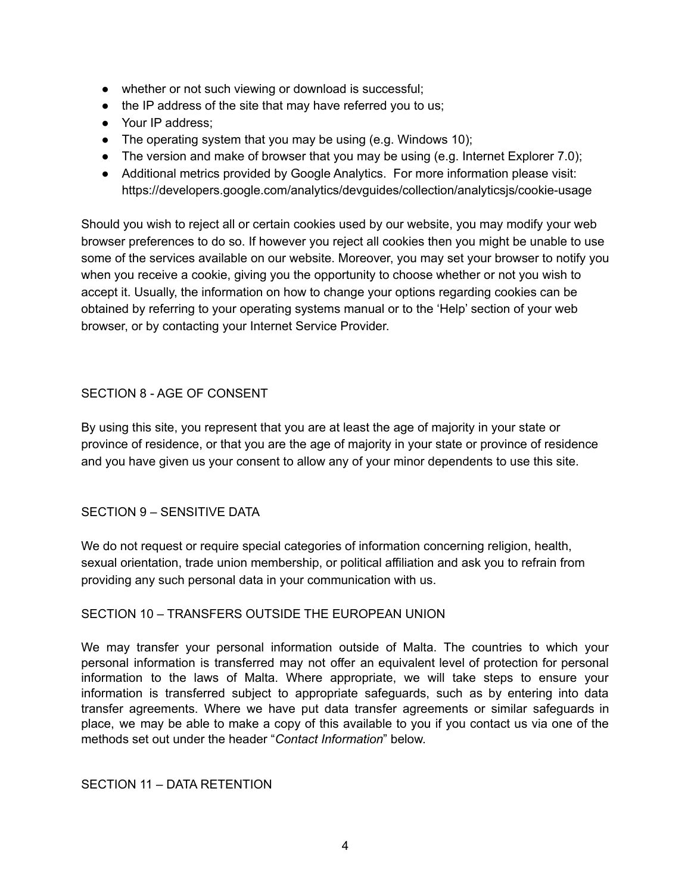- whether or not such viewing or download is successful;
- the IP address of the site that may have referred you to us;
- Your IP address;
- The operating system that you may be using (e.g. Windows 10);
- The version and make of browser that you may be using (e.g. Internet Explorer 7.0);
- Additional metrics provided by Google Analytics. For more information please visit: https://developers.google.com/analytics/devguides/collection/analyticsjs/cookie-usage

Should you wish to reject all or certain cookies used by our website, you may modify your web browser preferences to do so. If however you reject all cookies then you might be unable to use some of the services available on our website. Moreover, you may set your browser to notify you when you receive a cookie, giving you the opportunity to choose whether or not you wish to accept it. Usually, the information on how to change your options regarding cookies can be obtained by referring to your operating systems manual or to the 'Help' section of your web browser, or by contacting your Internet Service Provider.

## SECTION 8 - AGE OF CONSENT

By using this site, you represent that you are at least the age of majority in your state or province of residence, or that you are the age of majority in your state or province of residence and you have given us your consent to allow any of your minor dependents to use this site.

## SECTION 9 – SENSITIVE DATA

We do not request or require special categories of information concerning religion, health, sexual orientation, trade union membership, or political affiliation and ask you to refrain from providing any such personal data in your communication with us.

## SECTION 10 – TRANSFERS OUTSIDE THE EUROPEAN UNION

We may transfer your personal information outside of Malta. The countries to which your personal information is transferred may not offer an equivalent level of protection for personal information to the laws of Malta. Where appropriate, we will take steps to ensure your information is transferred subject to appropriate safeguards, such as by entering into data transfer agreements. Where we have put data transfer agreements or similar safeguards in place, we may be able to make a copy of this available to you if you contact us via one of the methods set out under the header "*Contact Information*" below.

## SECTION 11 – DATA RETENTION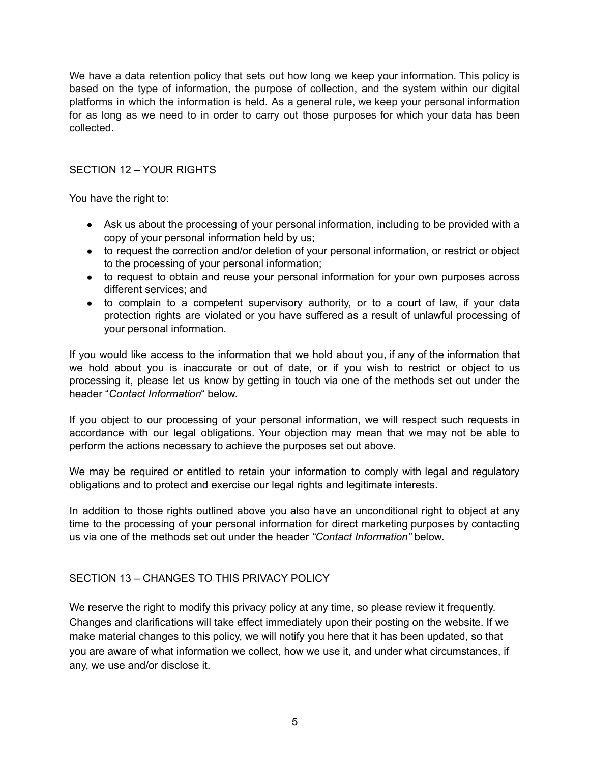We have a data retention policy that sets out how long we keep your information. This policy is based on the type of information, the purpose of collection, and the system within our digital platforms in which the information is held. As a general rule, we keep your personal information for as long as we need to in order to carry out those purposes for which your data has been collected.

## SECTION 12 – YOUR RIGHTS

You have the right to:

- Ask us about the processing of your personal information, including to be provided with a copy of your personal information held by us;
- to request the correction and/or deletion of your personal information, or restrict or object to the processing of your personal information;
- to request to obtain and reuse your personal information for your own purposes across different services; and
- to complain to a competent supervisory authority, or to a court of law, if your data protection rights are violated or you have suffered as a result of unlawful processing of your personal information.

If you would like access to the information that we hold about you, if any of the information that we hold about you is inaccurate or out of date, or if you wish to restrict or object to us processing it, please let us know by getting in touch via one of the methods set out under the header "*Contact Information*" below.

If you object to our processing of your personal information, we will respect such requests in accordance with our legal obligations. Your objection may mean that we may not be able to perform the actions necessary to achieve the purposes set out above.

We may be required or entitled to retain your information to comply with legal and regulatory obligations and to protect and exercise our legal rights and legitimate interests.

In addition to those rights outlined above you also have an unconditional right to object at any time to the processing of your personal information for direct marketing purposes by contacting us via one of the methods set out under the header *"Contact Information"* below.

## SECTION 13 – CHANGES TO THIS PRIVACY POLICY

We reserve the right to modify this privacy policy at any time, so please review it frequently. Changes and clarifications will take effect immediately upon their posting on the website. If we make material changes to this policy, we will notify you here that it has been updated, so that you are aware of what information we collect, how we use it, and under what circumstances, if any, we use and/or disclose it.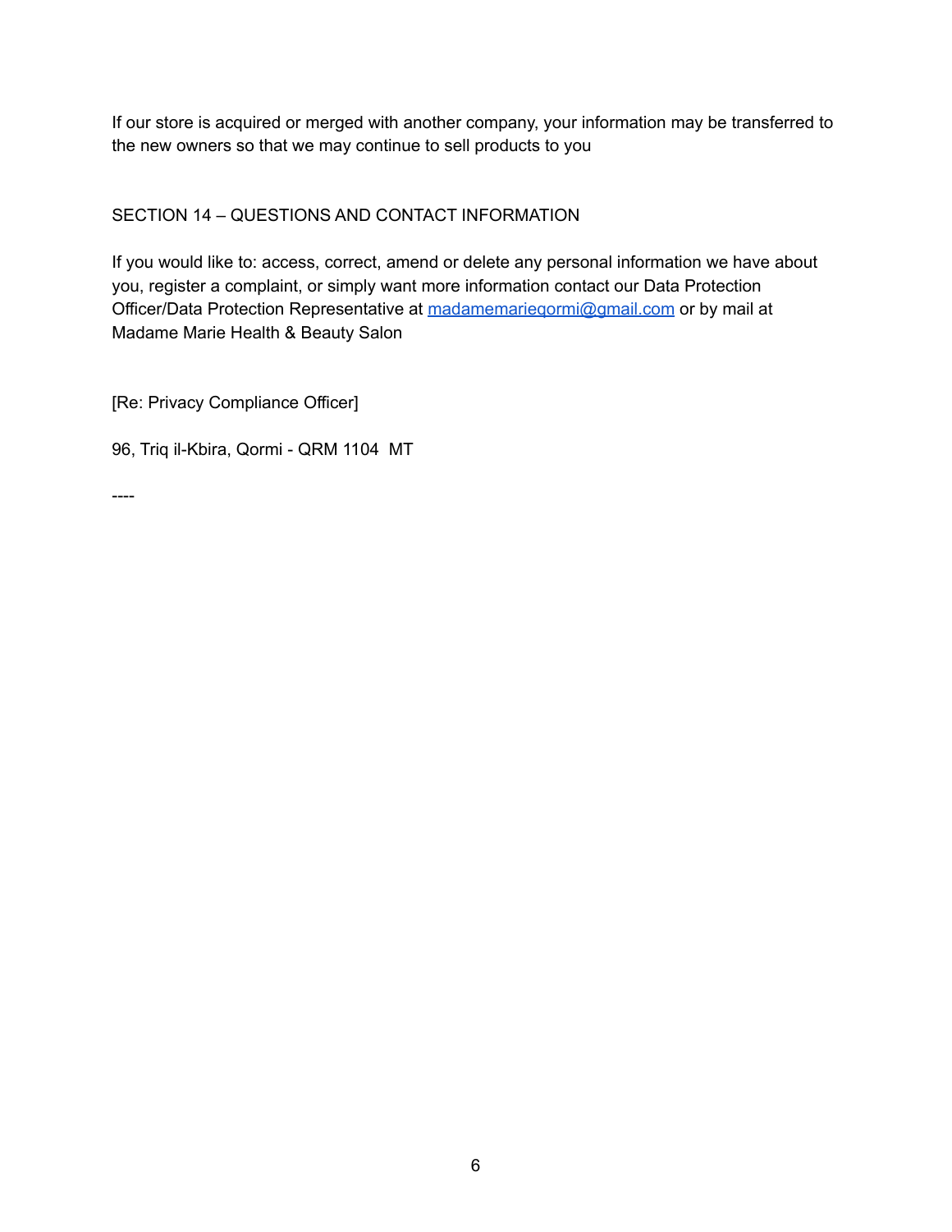If our store is acquired or merged with another company, your information may be transferred to the new owners so that we may continue to sell products to you

## SECTION 14 – QUESTIONS AND CONTACT INFORMATION

If you would like to: access, correct, amend or delete any personal information we have about you, register a complaint, or simply want more information contact our Data Protection Officer/Data Protection Representative at madamemarieqormi@gmail.com or by mail at Madame Marie Health & Beauty Salon

[Re: Privacy Compliance Officer]

96, Triq il-Kbira, Qormi - QRM 1104  MT

----